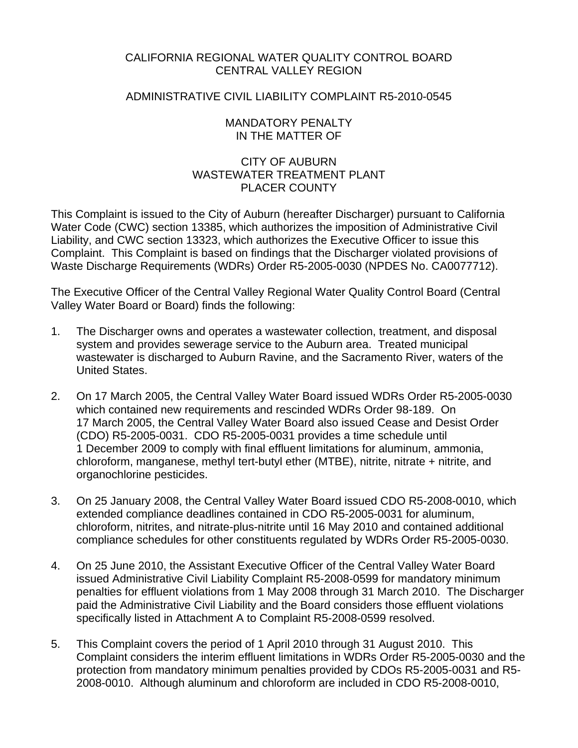CALIFORNIA REGIONAL WATER QUALITY CONTROL BOARD
CENTRAL VALLEY REGION

ADMINISTRATIVE CIVIL LIABILITY COMPLAINT R5-2010-0545

MANDATORY PENALTY
IN THE MATTER OF

CITY OF AUBURN
WASTEWATER TREATMENT PLANT
PLACER COUNTY

This Complaint is issued to the City of Auburn (hereafter Discharger) pursuant to California Water Code (CWC) section 13385, which authorizes the imposition of Administrative Civil Liability, and CWC section 13323, which authorizes the Executive Officer to issue this Complaint. This Complaint is based on findings that the Discharger violated provisions of Waste Discharge Requirements (WDRs) Order R5-2005-0030 (NPDES No. CA0077712).

The Executive Officer of the Central Valley Regional Water Quality Control Board (Central Valley Water Board or Board) finds the following:

1. The Discharger owns and operates a wastewater collection, treatment, and disposal system and provides sewerage service to the Auburn area. Treated municipal wastewater is discharged to Auburn Ravine, and the Sacramento River, waters of the United States.

2. On 17 March 2005, the Central Valley Water Board issued WDRs Order R5-2005-0030 which contained new requirements and rescinded WDRs Order 98-189. On 17 March 2005, the Central Valley Water Board also issued Cease and Desist Order (CDO) R5-2005-0031. CDO R5-2005-0031 provides a time schedule until 1 December 2009 to comply with final effluent limitations for aluminum, ammonia, chloroform, manganese, methyl tert-butyl ether (MTBE), nitrite, nitrate + nitrite, and organochlorine pesticides.

3. On 25 January 2008, the Central Valley Water Board issued CDO R5-2008-0010, which extended compliance deadlines contained in CDO R5-2005-0031 for aluminum, chloroform, nitrites, and nitrate-plus-nitrite until 16 May 2010 and contained additional compliance schedules for other constituents regulated by WDRs Order R5-2005-0030.

4. On 25 June 2010, the Assistant Executive Officer of the Central Valley Water Board issued Administrative Civil Liability Complaint R5-2008-0599 for mandatory minimum penalties for effluent violations from 1 May 2008 through 31 March 2010. The Discharger paid the Administrative Civil Liability and the Board considers those effluent violations specifically listed in Attachment A to Complaint R5-2008-0599 resolved.

5. This Complaint covers the period of 1 April 2010 through 31 August 2010. This Complaint considers the interim effluent limitations in WDRs Order R5-2005-0030 and the protection from mandatory minimum penalties provided by CDOs R5-2005-0031 and R5-2008-0010. Although aluminum and chloroform are included in CDO R5-2008-0010,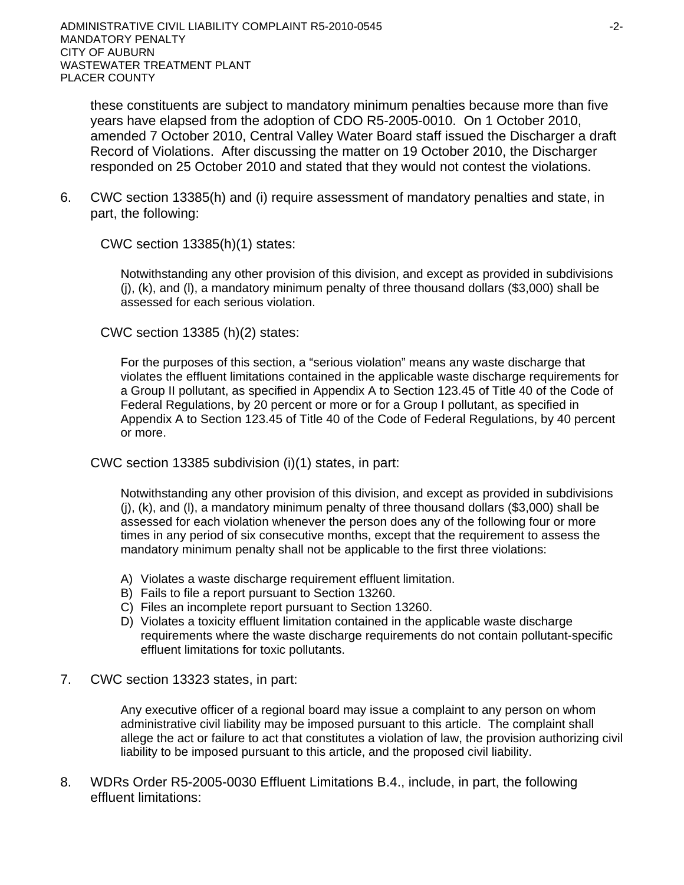these constituents are subject to mandatory minimum penalties because more than five years have elapsed from the adoption of CDO R5-2005-0010. On 1 October 2010, amended 7 October 2010, Central Valley Water Board staff issued the Discharger a draft Record of Violations. After discussing the matter on 19 October 2010, the Discharger responded on 25 October 2010 and stated that they would not contest the violations.

6. CWC section 13385(h) and (i) require assessment of mandatory penalties and state, in part, the following:

   CWC section 13385(h)(1) states:

   > Notwithstanding any other provision of this division, and except as provided in subdivisions (j), (k), and (l), a mandatory minimum penalty of three thousand dollars ($3,000) shall be assessed for each serious violation.

   CWC section 13385 (h)(2) states:

   > For the purposes of this section, a "serious violation" means any waste discharge that violates the effluent limitations contained in the applicable waste discharge requirements for a Group II pollutant, as specified in Appendix A to Section 123.45 of Title 40 of the Code of Federal Regulations, by 20 percent or more or for a Group I pollutant, as specified in Appendix A to Section 123.45 of Title 40 of the Code of Federal Regulations, by 40 percent or more.

   CWC section 13385 subdivision (i)(1) states, in part:

   > Notwithstanding any other provision of this division, and except as provided in subdivisions (j), (k), and (l), a mandatory minimum penalty of three thousand dollars ($3,000) shall be assessed for each violation whenever the person does any of the following four or more times in any period of six consecutive months, except that the requirement to assess the mandatory minimum penalty shall not be applicable to the first three violations:
   >
   > A) Violates a waste discharge requirement effluent limitation.
   > B) Fails to file a report pursuant to Section 13260.
   > C) Files an incomplete report pursuant to Section 13260.
   > D) Violates a toxicity effluent limitation contained in the applicable waste discharge requirements where the waste discharge requirements do not contain pollutant-specific effluent limitations for toxic pollutants.

7. CWC section 13323 states, in part:

   > Any executive officer of a regional board may issue a complaint to any person on whom administrative civil liability may be imposed pursuant to this article. The complaint shall allege the act or failure to act that constitutes a violation of law, the provision authorizing civil liability to be imposed pursuant to this article, and the proposed civil liability.

8. WDRs Order R5-2005-0030 Effluent Limitations B.4., include, in part, the following effluent limitations: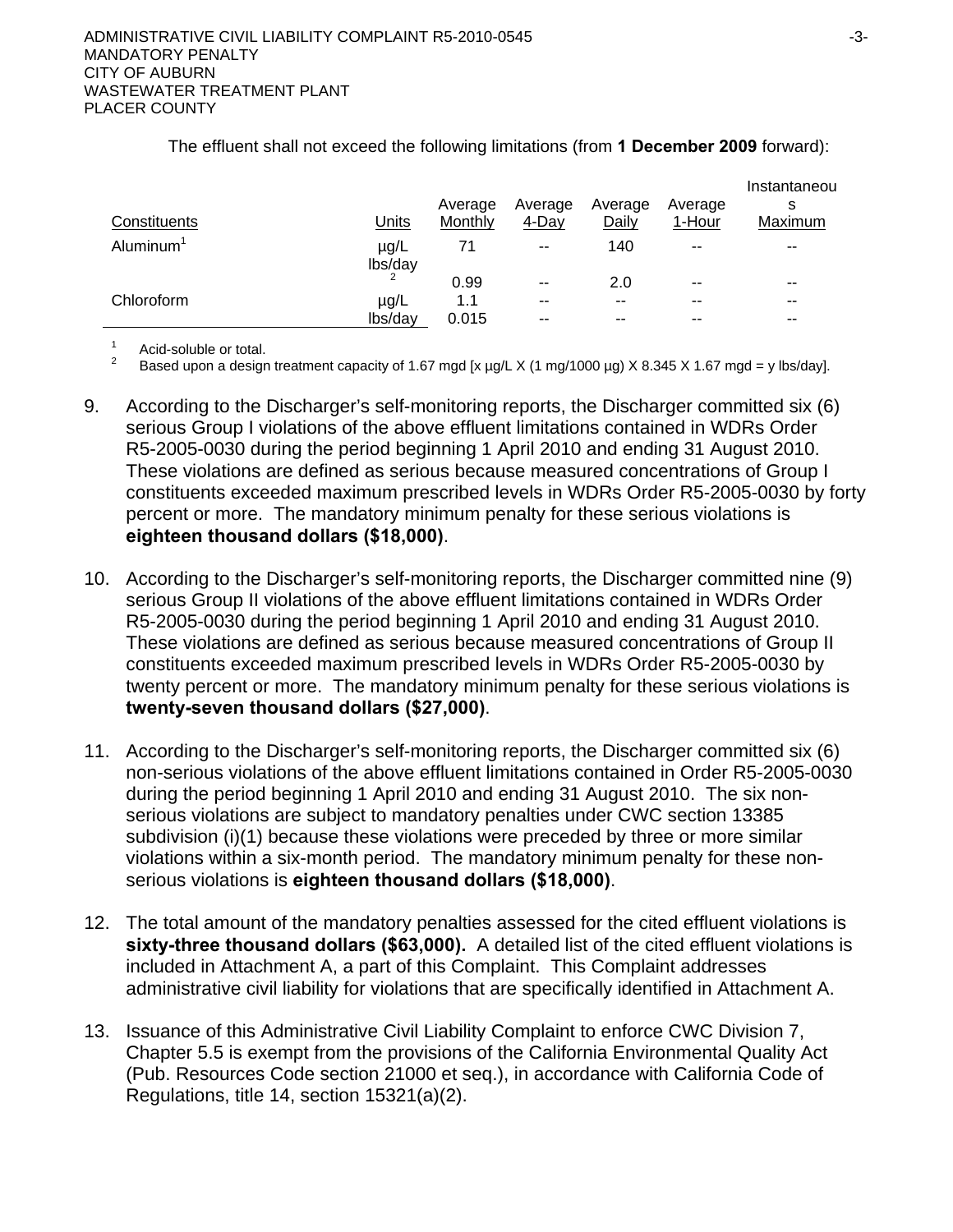The effluent shall not exceed the following limitations (from **1 December 2009** forward):

| Constituents | Units | Average Monthly | Average 4-Day | Average Daily | Average 1-Hour | Instantaneous Maximum |
|---|---|---|---|---|---|---|
| Aluminum[1] | µg/L | 71 | -- | 140 | -- | -- |
| | lbs/day[2] | 0.99 | -- | 2.0 | -- | -- |
| Chloroform | µg/L | 1.1 | -- | -- | -- | -- |
| | lbs/day | 0.015 | -- | -- | -- | -- |

[1] Acid-soluble or total.

[2] Based upon a design treatment capacity of 1.67 mgd [x µg/L X (1 mg/1000 µg) X 8.345 X 1.67 mgd = y lbs/day].

9. According to the Discharger's self-monitoring reports, the Discharger committed six (6) serious Group I violations of the above effluent limitations contained in WDRs Order R5-2005-0030 during the period beginning 1 April 2010 and ending 31 August 2010. These violations are defined as serious because measured concentrations of Group I constituents exceeded maximum prescribed levels in WDRs Order R5-2005-0030 by forty percent or more. The mandatory minimum penalty for these serious violations is **eighteen thousand dollars ($18,000)**.

10. According to the Discharger's self-monitoring reports, the Discharger committed nine (9) serious Group II violations of the above effluent limitations contained in WDRs Order R5-2005-0030 during the period beginning 1 April 2010 and ending 31 August 2010. These violations are defined as serious because measured concentrations of Group II constituents exceeded maximum prescribed levels in WDRs Order R5-2005-0030 by twenty percent or more. The mandatory minimum penalty for these serious violations is **twenty-seven thousand dollars ($27,000)**.

11. According to the Discharger's self-monitoring reports, the Discharger committed six (6) non-serious violations of the above effluent limitations contained in Order R5-2005-0030 during the period beginning 1 April 2010 and ending 31 August 2010. The six non-serious violations are subject to mandatory penalties under CWC section 13385 subdivision (i)(1) because these violations were preceded by three or more similar violations within a six-month period. The mandatory minimum penalty for these non-serious violations is **eighteen thousand dollars ($18,000)**.

12. The total amount of the mandatory penalties assessed for the cited effluent violations is **sixty-three thousand dollars ($63,000).** A detailed list of the cited effluent violations is included in Attachment A, a part of this Complaint. This Complaint addresses administrative civil liability for violations that are specifically identified in Attachment A.

13. Issuance of this Administrative Civil Liability Complaint to enforce CWC Division 7, Chapter 5.5 is exempt from the provisions of the California Environmental Quality Act (Pub. Resources Code section 21000 et seq.), in accordance with California Code of Regulations, title 14, section 15321(a)(2).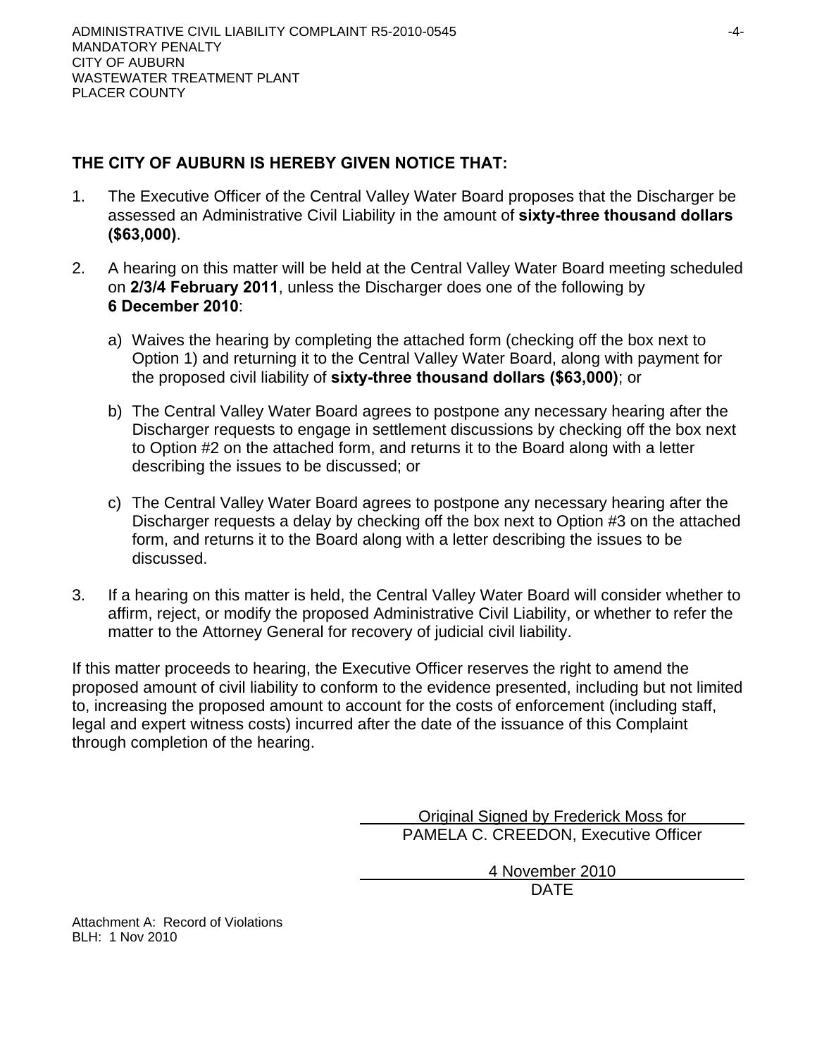**THE CITY OF AUBURN IS HEREBY GIVEN NOTICE THAT:**

1. The Executive Officer of the Central Valley Water Board proposes that the Discharger be assessed an Administrative Civil Liability in the amount of **sixty-three thousand dollars ($63,000)**.

2. A hearing on this matter will be held at the Central Valley Water Board meeting scheduled on **2/3/4 February 2011**, unless the Discharger does one of the following by **6 December 2010**:

   a) Waives the hearing by completing the attached form (checking off the box next to Option 1) and returning it to the Central Valley Water Board, along with payment for the proposed civil liability of **sixty-three thousand dollars ($63,000)**; or

   b) The Central Valley Water Board agrees to postpone any necessary hearing after the Discharger requests to engage in settlement discussions by checking off the box next to Option #2 on the attached form, and returns it to the Board along with a letter describing the issues to be discussed; or

   c) The Central Valley Water Board agrees to postpone any necessary hearing after the Discharger requests a delay by checking off the box next to Option #3 on the attached form, and returns it to the Board along with a letter describing the issues to be discussed.

3. If a hearing on this matter is held, the Central Valley Water Board will consider whether to affirm, reject, or modify the proposed Administrative Civil Liability, or whether to refer the matter to the Attorney General for recovery of judicial civil liability.

If this matter proceeds to hearing, the Executive Officer reserves the right to amend the proposed amount of civil liability to conform to the evidence presented, including but not limited to, increasing the proposed amount to account for the costs of enforcement (including staff, legal and expert witness costs) incurred after the date of the issuance of this Complaint through completion of the hearing.

Original Signed by Frederick Moss for
PAMELA C. CREEDON, Executive Officer

4 November 2010
DATE

Attachment A: Record of Violations
BLH: 1 Nov 2010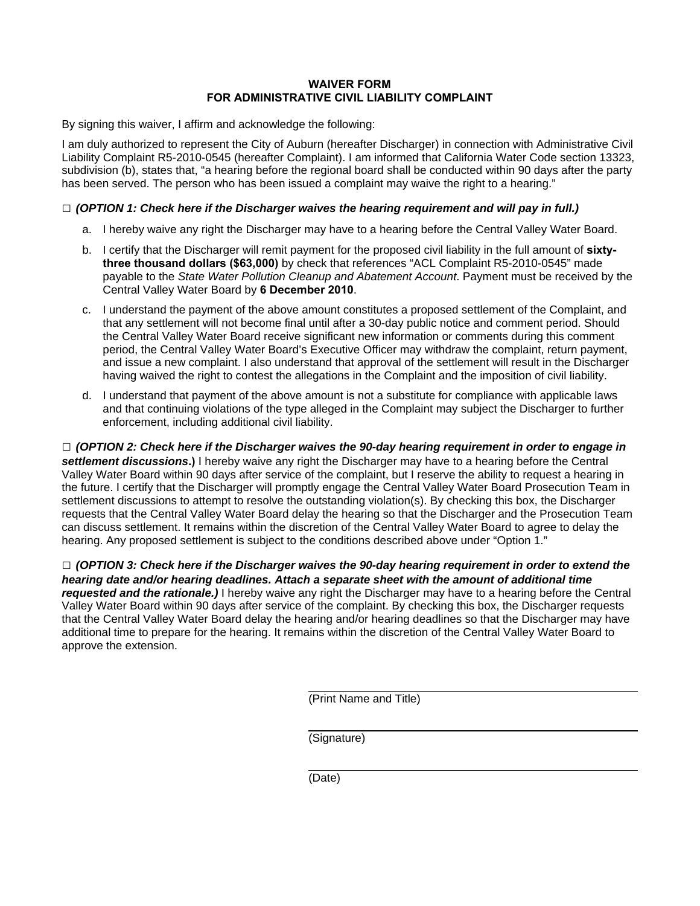# WAIVER FORM
# FOR ADMINISTRATIVE CIVIL LIABILITY COMPLAINT

By signing this waiver, I affirm and acknowledge the following:

I am duly authorized to represent the City of Auburn (hereafter Discharger) in connection with Administrative Civil Liability Complaint R5-2010-0545 (hereafter Complaint). I am informed that California Water Code section 13323, subdivision (b), states that, "a hearing before the regional board shall be conducted within 90 days after the party has been served. The person who has been issued a complaint may waive the right to a hearing."

□ ***(OPTION 1: Check here if the Discharger waives the hearing requirement and will pay in full.)***

a. I hereby waive any right the Discharger may have to a hearing before the Central Valley Water Board.

b. I certify that the Discharger will remit payment for the proposed civil liability in the full amount of **sixty-three thousand dollars ($63,000)** by check that references "ACL Complaint R5-2010-0545" made payable to the *State Water Pollution Cleanup and Abatement Account*. Payment must be received by the Central Valley Water Board by **6 December 2010**.

c. I understand the payment of the above amount constitutes a proposed settlement of the Complaint, and that any settlement will not become final until after a 30-day public notice and comment period. Should the Central Valley Water Board receive significant new information or comments during this comment period, the Central Valley Water Board's Executive Officer may withdraw the complaint, return payment, and issue a new complaint. I also understand that approval of the settlement will result in the Discharger having waived the right to contest the allegations in the Complaint and the imposition of civil liability.

d. I understand that payment of the above amount is not a substitute for compliance with applicable laws and that continuing violations of the type alleged in the Complaint may subject the Discharger to further enforcement, including additional civil liability.

□ ***(OPTION 2: Check here if the Discharger waives the 90-day hearing requirement in order to engage in settlement discussions*.)** I hereby waive any right the Discharger may have to a hearing before the Central Valley Water Board within 90 days after service of the complaint, but I reserve the ability to request a hearing in the future. I certify that the Discharger will promptly engage the Central Valley Water Board Prosecution Team in settlement discussions to attempt to resolve the outstanding violation(s). By checking this box, the Discharger requests that the Central Valley Water Board delay the hearing so that the Discharger and the Prosecution Team can discuss settlement. It remains within the discretion of the Central Valley Water Board to agree to delay the hearing. Any proposed settlement is subject to the conditions described above under "Option 1."

□ ***(OPTION 3: Check here if the Discharger waives the 90-day hearing requirement in order to extend the hearing date and/or hearing deadlines. Attach a separate sheet with the amount of additional time requested and the rationale.)*** I hereby waive any right the Discharger may have to a hearing before the Central Valley Water Board within 90 days after service of the complaint. By checking this box, the Discharger requests that the Central Valley Water Board delay the hearing and/or hearing deadlines so that the Discharger may have additional time to prepare for the hearing. It remains within the discretion of the Central Valley Water Board to approve the extension.

_______________________________
(Print Name and Title)

_______________________________
(Signature)

_______________________________
(Date)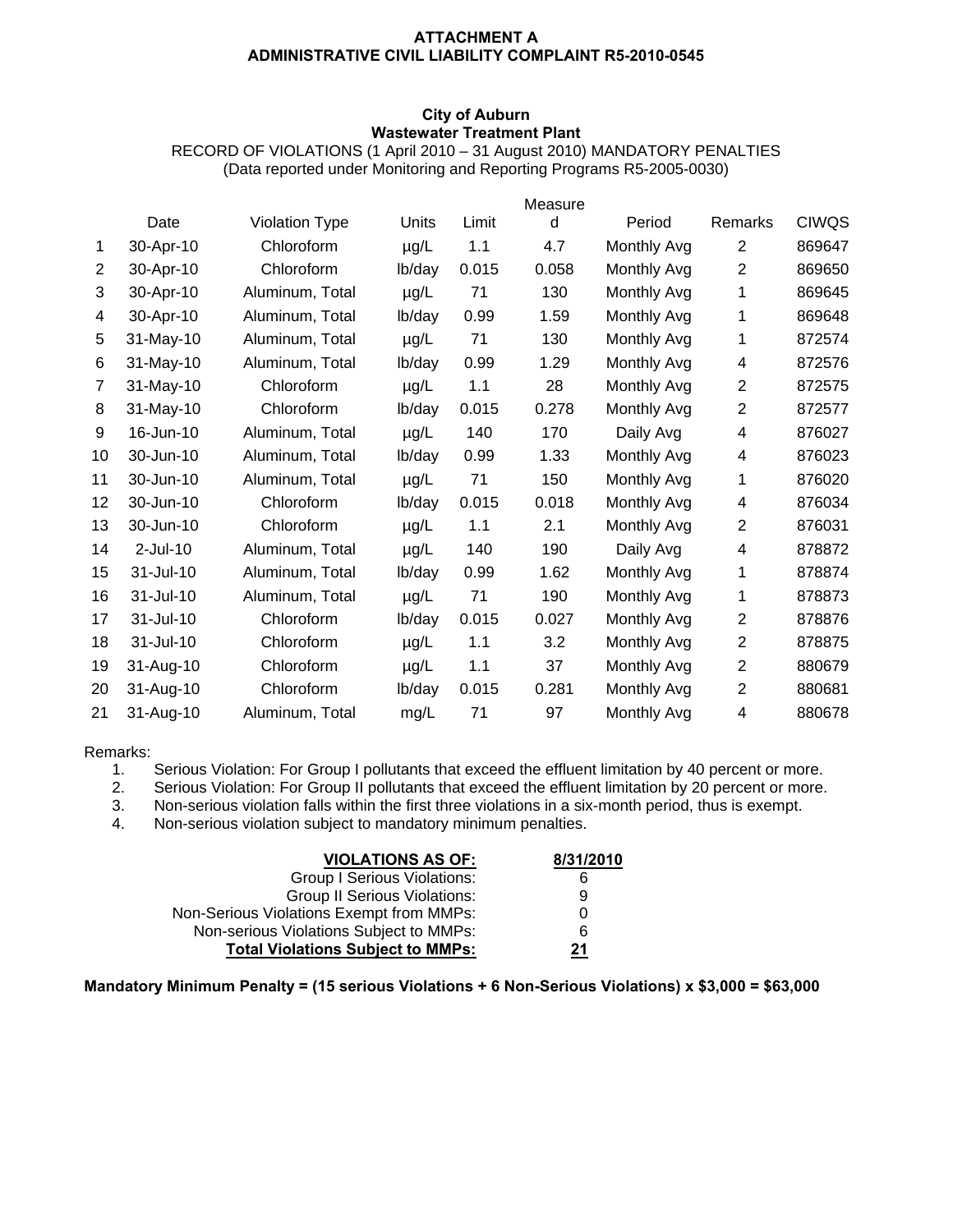**ATTACHMENT A**
**ADMINISTRATIVE CIVIL LIABILITY COMPLAINT R5-2010-0545**

**City of Auburn**
**Wastewater Treatment Plant**
RECORD OF VIOLATIONS (1 April 2010 – 31 August 2010) MANDATORY PENALTIES
(Data reported under Monitoring and Reporting Programs R5-2005-0030)

| | Date | Violation Type | Units | Limit | Measured | Period | Remarks | CIWQS |
|---|---|---|---|---|---|---|---|---|
| 1 | 30-Apr-10 | Chloroform | µg/L | 1.1 | 4.7 | Monthly Avg | 2 | 869647 |
| 2 | 30-Apr-10 | Chloroform | lb/day | 0.015 | 0.058 | Monthly Avg | 2 | 869650 |
| 3 | 30-Apr-10 | Aluminum, Total | µg/L | 71 | 130 | Monthly Avg | 1 | 869645 |
| 4 | 30-Apr-10 | Aluminum, Total | lb/day | 0.99 | 1.59 | Monthly Avg | 1 | 869648 |
| 5 | 31-May-10 | Aluminum, Total | µg/L | 71 | 130 | Monthly Avg | 1 | 872574 |
| 6 | 31-May-10 | Aluminum, Total | lb/day | 0.99 | 1.29 | Monthly Avg | 4 | 872576 |
| 7 | 31-May-10 | Chloroform | µg/L | 1.1 | 28 | Monthly Avg | 2 | 872575 |
| 8 | 31-May-10 | Chloroform | lb/day | 0.015 | 0.278 | Monthly Avg | 2 | 872577 |
| 9 | 16-Jun-10 | Aluminum, Total | µg/L | 140 | 170 | Daily Avg | 4 | 876027 |
| 10 | 30-Jun-10 | Aluminum, Total | lb/day | 0.99 | 1.33 | Monthly Avg | 4 | 876023 |
| 11 | 30-Jun-10 | Aluminum, Total | µg/L | 71 | 150 | Monthly Avg | 1 | 876020 |
| 12 | 30-Jun-10 | Chloroform | lb/day | 0.015 | 0.018 | Monthly Avg | 4 | 876034 |
| 13 | 30-Jun-10 | Chloroform | µg/L | 1.1 | 2.1 | Monthly Avg | 2 | 876031 |
| 14 | 2-Jul-10 | Aluminum, Total | µg/L | 140 | 190 | Daily Avg | 4 | 878872 |
| 15 | 31-Jul-10 | Aluminum, Total | lb/day | 0.99 | 1.62 | Monthly Avg | 1 | 878874 |
| 16 | 31-Jul-10 | Aluminum, Total | µg/L | 71 | 190 | Monthly Avg | 1 | 878873 |
| 17 | 31-Jul-10 | Chloroform | lb/day | 0.015 | 0.027 | Monthly Avg | 2 | 878876 |
| 18 | 31-Jul-10 | Chloroform | µg/L | 1.1 | 3.2 | Monthly Avg | 2 | 878875 |
| 19 | 31-Aug-10 | Chloroform | µg/L | 1.1 | 37 | Monthly Avg | 2 | 880679 |
| 20 | 31-Aug-10 | Chloroform | lb/day | 0.015 | 0.281 | Monthly Avg | 2 | 880681 |
| 21 | 31-Aug-10 | Aluminum, Total | mg/L | 71 | 97 | Monthly Avg | 4 | 880678 |

Remarks:

1. Serious Violation: For Group I pollutants that exceed the effluent limitation by 40 percent or more.
2. Serious Violation: For Group II pollutants that exceed the effluent limitation by 20 percent or more.
3. Non-serious violation falls within the first three violations in a six-month period, thus is exempt.
4. Non-serious violation subject to mandatory minimum penalties.

| **VIOLATIONS AS OF:** | **8/31/2010** |
|---|---|
| Group I Serious Violations: | 6 |
| Group II Serious Violations: | 9 |
| Non-Serious Violations Exempt from MMPs: | 0 |
| Non-serious Violations Subject to MMPs: | 6 |
| **Total Violations Subject to MMPs:** | **21** |

**Mandatory Minimum Penalty = (15 serious Violations + 6 Non-Serious Violations) x $3,000 = $63,000**